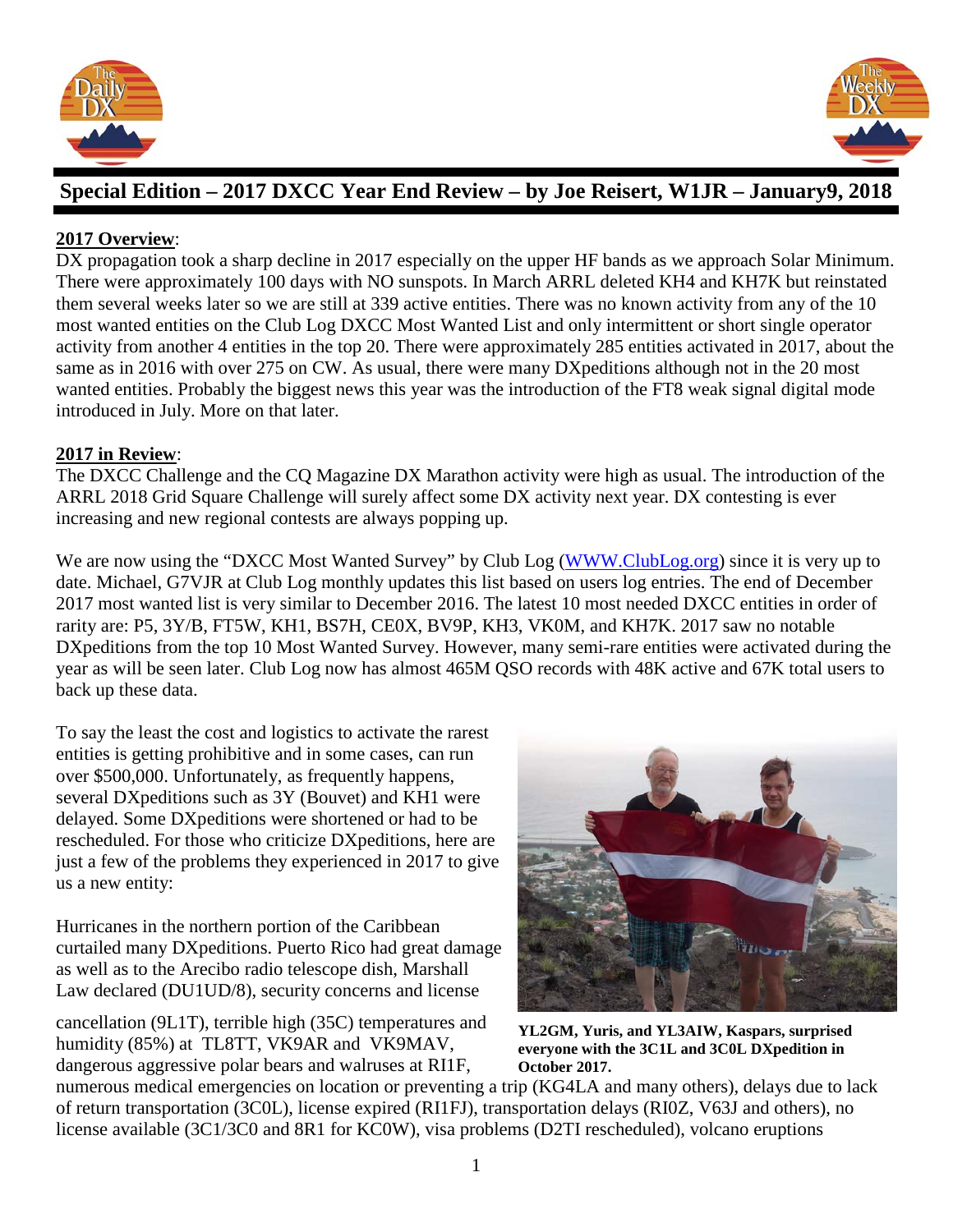## Special Edition – 2017 DXCC Year End Review – by Joe Reisert, W1JR – January9, 2018

**2017 Overview**:
DX propagation took a sharp decline in 2017 especially on the upper HF bands as we approach Solar Minimum. There were approximately 100 days with NO sunspots. In March ARRL deleted KH4 and KH7K but reinstated them several weeks later so we are still at 339 active entities. There was no known activity from any of the 10 most wanted entities on the Club Log DXCC Most Wanted List and only intermittent or short single operator activity from another 4 entities in the top 20. There were approximately 285 entities activated in 2017, about the same as in 2016 with over 275 on CW. As usual, there were many DXpeditions although not in the 20 most wanted entities. Probably the biggest news this year was the introduction of the FT8 weak signal digital mode introduced in July. More on that later.

**2017 in Review**:
The DXCC Challenge and the CQ Magazine DX Marathon activity were high as usual. The introduction of the ARRL 2018 Grid Square Challenge will surely affect some DX activity next year. DX contesting is ever increasing and new regional contests are always popping up.

We are now using the "DXCC Most Wanted Survey" by Club Log (WWW.ClubLog.org) since it is very up to date. Michael, G7VJR at Club Log monthly updates this list based on users log entries. The end of December 2017 most wanted list is very similar to December 2016. The latest 10 most needed DXCC entities in order of rarity are: P5, 3Y/B, FT5W, KH1, BS7H, CE0X, BV9P, KH3, VK0M, and KH7K. 2017 saw no notable DXpeditions from the top 10 Most Wanted Survey. However, many semi-rare entities were activated during the year as will be seen later. Club Log now has almost 465M QSO records with 48K active and 67K total users to back up these data.

To say the least the cost and logistics to activate the rarest entities is getting prohibitive and in some cases, can run over $500,000. Unfortunately, as frequently happens, several DXpeditions such as 3Y (Bouvet) and KH1 were delayed. Some DXpeditions were shortened or had to be rescheduled. For those who criticize DXpeditions, here are just a few of the problems they experienced in 2017 to give us a new entity:

Hurricanes in the northern portion of the Caribbean curtailed many DXpeditions. Puerto Rico had great damage as well as to the Arecibo radio telescope dish, Marshall Law declared (DU1UD/8), security concerns and license cancellation (9L1T), terrible high (35C) temperatures and humidity (85%) at TL8TT, VK9AR and VK9MAV, dangerous aggressive polar bears and walruses at RI1F, numerous medical emergencies on location or preventing a trip (KG4LA and many others), delays due to lack of return transportation (3C0L), license expired (RI1FJ), transportation delays (RI0Z, V63J and others), no license available (3C1/3C0 and 8R1 for KC0W), visa problems (D2TI rescheduled), volcano eruptions

**YL2GM, Yuris, and YL3AIW, Kaspars, surprised everyone with the 3C1L and 3C0L DXpedition in October 2017.**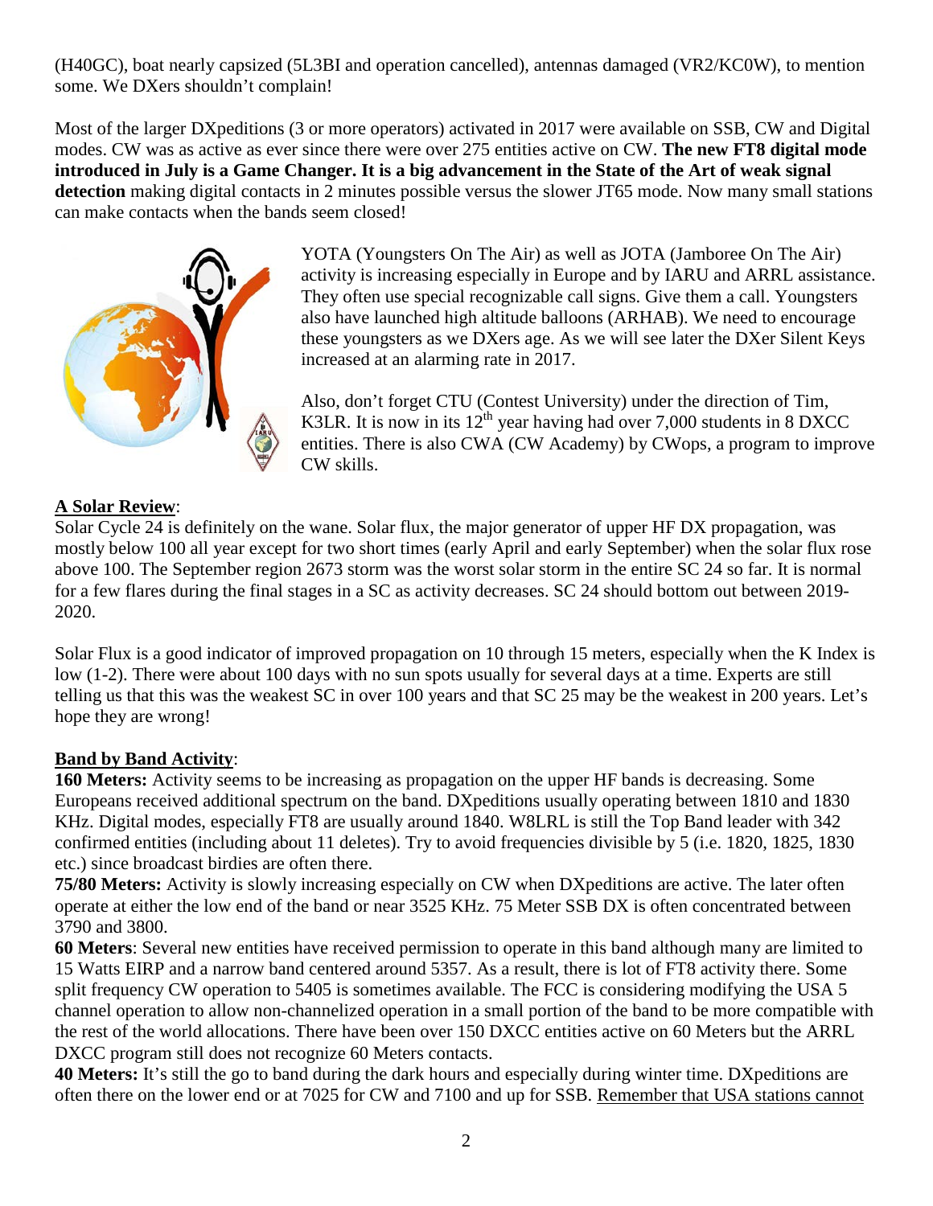(H40GC), boat nearly capsized (5L3BI and operation cancelled), antennas damaged (VR2/KC0W), to mention some. We DXers shouldn't complain!

Most of the larger DXpeditions (3 or more operators) activated in 2017 were available on SSB, CW and Digital modes. CW was as active as ever since there were over 275 entities active on CW. **The new FT8 digital mode introduced in July is a Game Changer. It is a big advancement in the State of the Art of weak signal detection** making digital contacts in 2 minutes possible versus the slower JT65 mode. Now many small stations can make contacts when the bands seem closed!

YOTA (Youngsters On The Air) as well as JOTA (Jamboree On The Air) activity is increasing especially in Europe and by IARU and ARRL assistance. They often use special recognizable call signs. Give them a call. Youngsters also have launched high altitude balloons (ARHAB). We need to encourage these youngsters as we DXers age. As we will see later the DXer Silent Keys increased at an alarming rate in 2017.

Also, don't forget CTU (Contest University) under the direction of Tim, K3LR. It is now in its 12th year having had over 7,000 students in 8 DXCC entities. There is also CWA (CW Academy) by CWops, a program to improve CW skills.

**A Solar Review**:
Solar Cycle 24 is definitely on the wane. Solar flux, the major generator of upper HF DX propagation, was mostly below 100 all year except for two short times (early April and early September) when the solar flux rose above 100. The September region 2673 storm was the worst solar storm in the entire SC 24 so far. It is normal for a few flares during the final stages in a SC as activity decreases. SC 24 should bottom out between 2019-2020.

Solar Flux is a good indicator of improved propagation on 10 through 15 meters, especially when the K Index is low (1-2). There were about 100 days with no sun spots usually for several days at a time. Experts are still telling us that this was the weakest SC in over 100 years and that SC 25 may be the weakest in 200 years. Let's hope they are wrong!

**Band by Band Activity**:
**160 Meters:** Activity seems to be increasing as propagation on the upper HF bands is decreasing. Some Europeans received additional spectrum on the band. DXpeditions usually operating between 1810 and 1830 KHz. Digital modes, especially FT8 are usually around 1840. W8LRL is still the Top Band leader with 342 confirmed entities (including about 11 deletes). Try to avoid frequencies divisible by 5 (i.e. 1820, 1825, 1830 etc.) since broadcast birdies are often there.
**75/80 Meters:** Activity is slowly increasing especially on CW when DXpeditions are active. The later often operate at either the low end of the band or near 3525 KHz. 75 Meter SSB DX is often concentrated between 3790 and 3800.
**60 Meters**: Several new entities have received permission to operate in this band although many are limited to 15 Watts EIRP and a narrow band centered around 5357. As a result, there is lot of FT8 activity there. Some split frequency CW operation to 5405 is sometimes available. The FCC is considering modifying the USA 5 channel operation to allow non-channelized operation in a small portion of the band to be more compatible with the rest of the world allocations. There have been over 150 DXCC entities active on 60 Meters but the ARRL DXCC program still does not recognize 60 Meters contacts.
**40 Meters:** It's still the go to band during the dark hours and especially during winter time. DXpeditions are often there on the lower end or at 7025 for CW and 7100 and up for SSB. Remember that USA stations cannot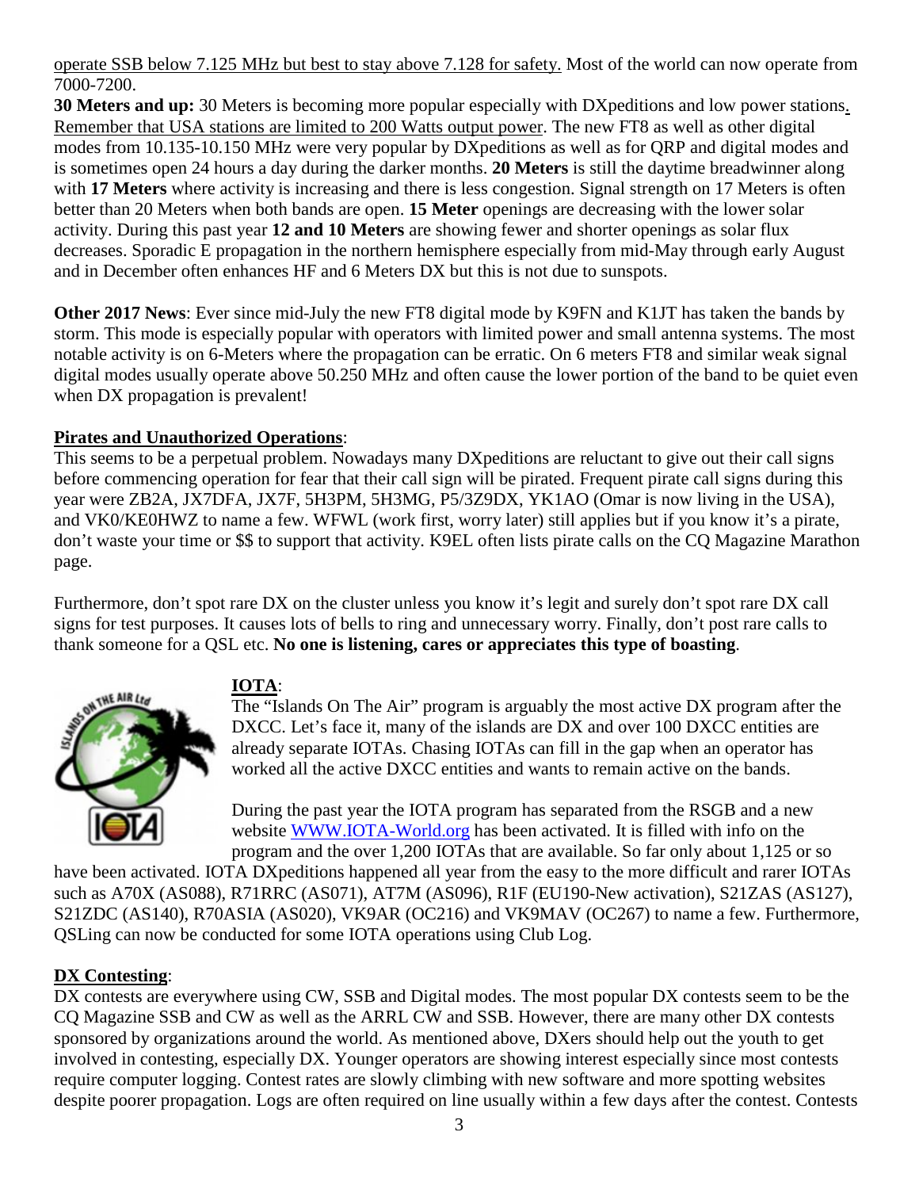operate SSB below 7.125 MHz but best to stay above 7.128 for safety. Most of the world can now operate from 7000-7200.

**30 Meters and up:** 30 Meters is becoming more popular especially with DXpeditions and low power stations. Remember that USA stations are limited to 200 Watts output power. The new FT8 as well as other digital modes from 10.135-10.150 MHz were very popular by DXpeditions as well as for QRP and digital modes and is sometimes open 24 hours a day during the darker months. **20 Meters** is still the daytime breadwinner along with **17 Meters** where activity is increasing and there is less congestion. Signal strength on 17 Meters is often better than 20 Meters when both bands are open. **15 Meter** openings are decreasing with the lower solar activity. During this past year **12 and 10 Meters** are showing fewer and shorter openings as solar flux decreases. Sporadic E propagation in the northern hemisphere especially from mid-May through early August and in December often enhances HF and 6 Meters DX but this is not due to sunspots.

**Other 2017 News**: Ever since mid-July the new FT8 digital mode by K9FN and K1JT has taken the bands by storm. This mode is especially popular with operators with limited power and small antenna systems. The most notable activity is on 6-Meters where the propagation can be erratic. On 6 meters FT8 and similar weak signal digital modes usually operate above 50.250 MHz and often cause the lower portion of the band to be quiet even when DX propagation is prevalent!

**Pirates and Unauthorized Operations**:

This seems to be a perpetual problem. Nowadays many DXpeditions are reluctant to give out their call signs before commencing operation for fear that their call sign will be pirated. Frequent pirate call signs during this year were ZB2A, JX7DFA, JX7F, 5H3PM, 5H3MG, P5/3Z9DX, YK1AO (Omar is now living in the USA), and VK0/KE0HWZ to name a few. WFWL (work first, worry later) still applies but if you know it's a pirate, don't waste your time or $$ to support that activity. K9EL often lists pirate calls on the CQ Magazine Marathon page.

Furthermore, don't spot rare DX on the cluster unless you know it's legit and surely don't spot rare DX call signs for test purposes. It causes lots of bells to ring and unnecessary worry. Finally, don't post rare calls to thank someone for a QSL etc. **No one is listening, cares or appreciates this type of boasting**.

**IOTA**:

The "Islands On The Air" program is arguably the most active DX program after the DXCC. Let's face it, many of the islands are DX and over 100 DXCC entities are already separate IOTAs. Chasing IOTAs can fill in the gap when an operator has worked all the active DXCC entities and wants to remain active on the bands.

During the past year the IOTA program has separated from the RSGB and a new website WWW.IOTA-World.org has been activated. It is filled with info on the program and the over 1,200 IOTAs that are available. So far only about 1,125 or so have been activated. IOTA DXpeditions happened all year from the easy to the more difficult and rarer IOTAs such as A70X (AS088), R71RRC (AS071), AT7M (AS096), R1F (EU190-New activation), S21ZAS (AS127), S21ZDC (AS140), R70ASIA (AS020), VK9AR (OC216) and VK9MAV (OC267) to name a few. Furthermore, QSLing can now be conducted for some IOTA operations using Club Log.

**DX Contesting**:

DX contests are everywhere using CW, SSB and Digital modes. The most popular DX contests seem to be the CQ Magazine SSB and CW as well as the ARRL CW and SSB. However, there are many other DX contests sponsored by organizations around the world. As mentioned above, DXers should help out the youth to get involved in contesting, especially DX. Younger operators are showing interest especially since most contests require computer logging. Contest rates are slowly climbing with new software and more spotting websites despite poorer propagation. Logs are often required on line usually within a few days after the contest. Contests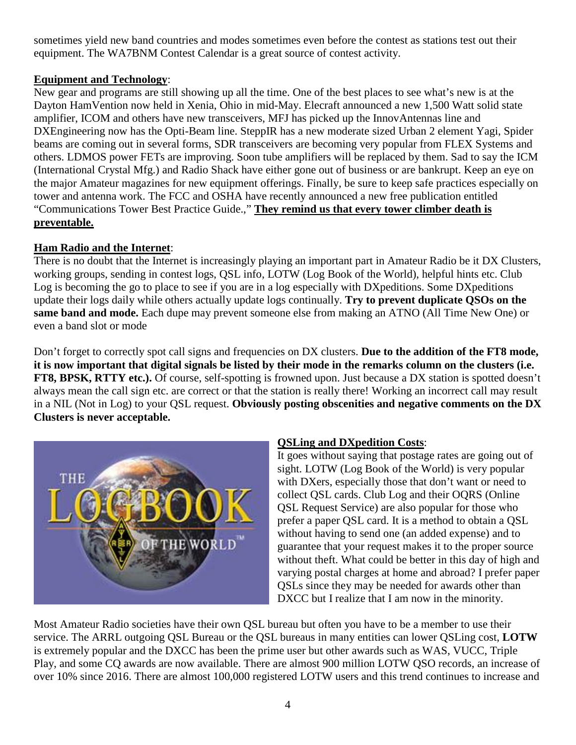sometimes yield new band countries and modes sometimes even before the contest as stations test out their equipment. The WA7BNM Contest Calendar is a great source of contest activity.

**Equipment and Technology**:

New gear and programs are still showing up all the time. One of the best places to see what's new is at the Dayton HamVention now held in Xenia, Ohio in mid-May. Elecraft announced a new 1,500 Watt solid state amplifier, ICOM and others have new transceivers, MFJ has picked up the InnovAntennas line and DXEngineering now has the Opti-Beam line. SteppIR has a new moderate sized Urban 2 element Yagi, Spider beams are coming out in several forms, SDR transceivers are becoming very popular from FLEX Systems and others. LDMOS power FETs are improving. Soon tube amplifiers will be replaced by them. Sad to say the ICM (International Crystal Mfg.) and Radio Shack have either gone out of business or are bankrupt. Keep an eye on the major Amateur magazines for new equipment offerings. Finally, be sure to keep safe practices especially on tower and antenna work. The FCC and OSHA have recently announced a new free publication entitled "Communications Tower Best Practice Guide.," **They remind us that every tower climber death is preventable.**

**Ham Radio and the Internet**:

There is no doubt that the Internet is increasingly playing an important part in Amateur Radio be it DX Clusters, working groups, sending in contest logs, QSL info, LOTW (Log Book of the World), helpful hints etc. Club Log is becoming the go to place to see if you are in a log especially with DXpeditions. Some DXpeditions update their logs daily while others actually update logs continually. **Try to prevent duplicate QSOs on the same band and mode.** Each dupe may prevent someone else from making an ATNO (All Time New One) or even a band slot or mode

Don't forget to correctly spot call signs and frequencies on DX clusters. **Due to the addition of the FT8 mode, it is now important that digital signals be listed by their mode in the remarks column on the clusters (i.e. FT8, BPSK, RTTY etc.).** Of course, self-spotting is frowned upon. Just because a DX station is spotted doesn't always mean the call sign etc. are correct or that the station is really there! Working an incorrect call may result in a NIL (Not in Log) to your QSL request. **Obviously posting obscenities and negative comments on the DX Clusters is never acceptable.**

**QSLing and DXpedition Costs**:

It goes without saying that postage rates are going out of sight. LOTW (Log Book of the World) is very popular with DXers, especially those that don't want or need to collect QSL cards. Club Log and their OQRS (Online QSL Request Service) are also popular for those who prefer a paper QSL card. It is a method to obtain a QSL without having to send one (an added expense) and to guarantee that your request makes it to the proper source without theft. What could be better in this day of high and varying postal charges at home and abroad? I prefer paper QSLs since they may be needed for awards other than DXCC but I realize that I am now in the minority.

Most Amateur Radio societies have their own QSL bureau but often you have to be a member to use their service. The ARRL outgoing QSL Bureau or the QSL bureaus in many entities can lower QSLing cost, **LOTW** is extremely popular and the DXCC has been the prime user but other awards such as WAS, VUCC, Triple Play, and some CQ awards are now available. There are almost 900 million LOTW QSO records, an increase of over 10% since 2016. There are almost 100,000 registered LOTW users and this trend continues to increase and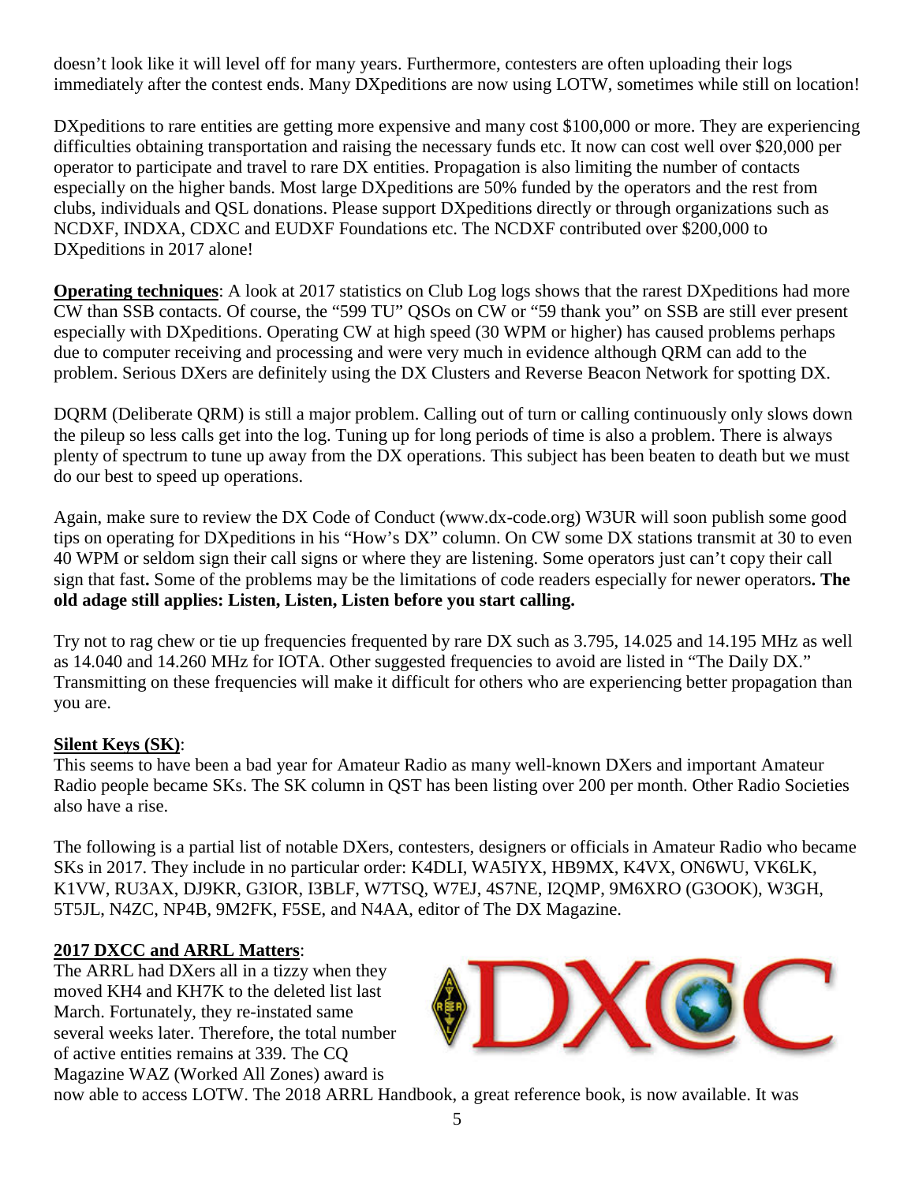doesn't look like it will level off for many years. Furthermore, contesters are often uploading their logs immediately after the contest ends. Many DXpeditions are now using LOTW, sometimes while still on location!

DXpeditions to rare entities are getting more expensive and many cost $100,000 or more. They are experiencing difficulties obtaining transportation and raising the necessary funds etc. It now can cost well over $20,000 per operator to participate and travel to rare DX entities. Propagation is also limiting the number of contacts especially on the higher bands. Most large DXpeditions are 50% funded by the operators and the rest from clubs, individuals and QSL donations. Please support DXpeditions directly or through organizations such as NCDXF, INDXA, CDXC and EUDXF Foundations etc. The NCDXF contributed over $200,000 to DXpeditions in 2017 alone!

**Operating techniques**: A look at 2017 statistics on Club Log logs shows that the rarest DXpeditions had more CW than SSB contacts. Of course, the "599 TU" QSOs on CW or "59 thank you" on SSB are still ever present especially with DXpeditions. Operating CW at high speed (30 WPM or higher) has caused problems perhaps due to computer receiving and processing and were very much in evidence although QRM can add to the problem. Serious DXers are definitely using the DX Clusters and Reverse Beacon Network for spotting DX.

DQRM (Deliberate QRM) is still a major problem. Calling out of turn or calling continuously only slows down the pileup so less calls get into the log. Tuning up for long periods of time is also a problem. There is always plenty of spectrum to tune up away from the DX operations. This subject has been beaten to death but we must do our best to speed up operations.

Again, make sure to review the DX Code of Conduct (www.dx-code.org) W3UR will soon publish some good tips on operating for DXpeditions in his "How's DX" column. On CW some DX stations transmit at 30 to even 40 WPM or seldom sign their call signs or where they are listening. Some operators just can't copy their call sign that fast**.** Some of the problems may be the limitations of code readers especially for newer operators**. The old adage still applies: Listen, Listen, Listen before you start calling.**

Try not to rag chew or tie up frequencies frequented by rare DX such as 3.795, 14.025 and 14.195 MHz as well as 14.040 and 14.260 MHz for IOTA. Other suggested frequencies to avoid are listed in "The Daily DX." Transmitting on these frequencies will make it difficult for others who are experiencing better propagation than you are.

**Silent Keys (SK)**:

This seems to have been a bad year for Amateur Radio as many well-known DXers and important Amateur Radio people became SKs. The SK column in QST has been listing over 200 per month. Other Radio Societies also have a rise.

The following is a partial list of notable DXers, contesters, designers or officials in Amateur Radio who became SKs in 2017. They include in no particular order: K4DLI, WA5IYX, HB9MX, K4VX, ON6WU, VK6LK, K1VW, RU3AX, DJ9KR, G3IOR, I3BLF, W7TSQ, W7EJ, 4S7NE, I2QMP, 9M6XRO (G3OOK), W3GH, 5T5JL, N4ZC, NP4B, 9M2FK, F5SE, and N4AA, editor of The DX Magazine.

**2017 DXCC and ARRL Matters**:

The ARRL had DXers all in a tizzy when they moved KH4 and KH7K to the deleted list last March. Fortunately, they re-instated same several weeks later. Therefore, the total number of active entities remains at 339. The CQ Magazine WAZ (Worked All Zones) award is now able to access LOTW. The 2018 ARRL Handbook, a great reference book, is now available. It was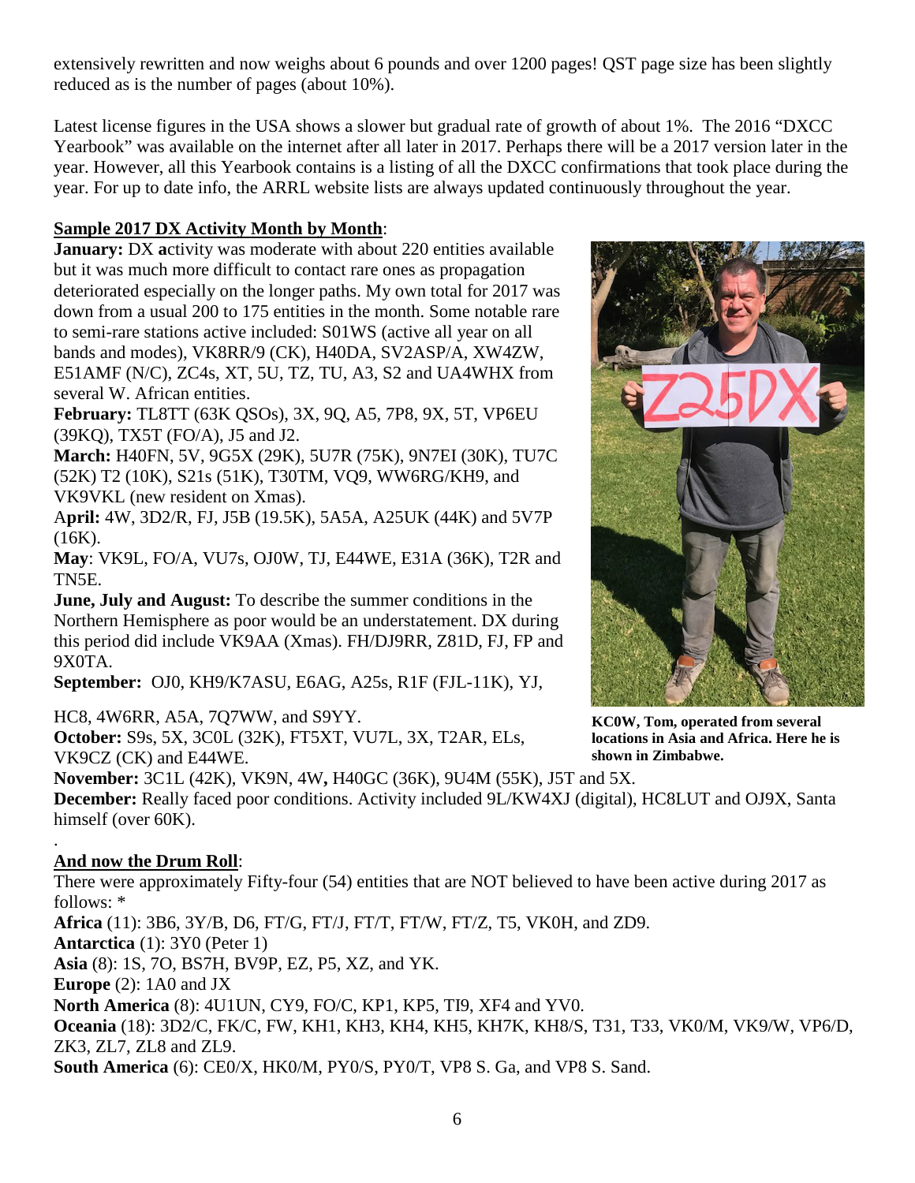extensively rewritten and now weighs about 6 pounds and over 1200 pages! QST page size has been slightly reduced as is the number of pages (about 10%).

Latest license figures in the USA shows a slower but gradual rate of growth of about 1%. The 2016 "DXCC Yearbook" was available on the internet after all later in 2017. Perhaps there will be a 2017 version later in the year. However, all this Yearbook contains is a listing of all the DXCC confirmations that took place during the year. For up to date info, the ARRL website lists are always updated continuously throughout the year.

**Sample 2017 DX Activity Month by Month**:

**January:** DX **a**ctivity was moderate with about 220 entities available but it was much more difficult to contact rare ones as propagation deteriorated especially on the longer paths. My own total for 2017 was down from a usual 200 to 175 entities in the month. Some notable rare to semi-rare stations active included: S01WS (active all year on all bands and modes), VK8RR/9 (CK), H40DA, SV2ASP/A, XW4ZW, E51AMF (N/C), ZC4s, XT, 5U, TZ, TU, A3, S2 and UA4WHX from several W. African entities.

**February:** TL8TT (63K QSOs), 3X, 9Q, A5, 7P8, 9X, 5T, VP6EU (39KQ), TX5T (FO/A), J5 and J2.

**March:** H40FN, 5V, 9G5X (29K), 5U7R (75K), 9N7EI (30K), TU7C (52K) T2 (10K), S21s (51K), T30TM, VQ9, WW6RG/KH9, and VK9VKL (new resident on Xmas).

**April:** 4W, 3D2/R, FJ, J5B (19.5K), 5A5A, A25UK (44K) and 5V7P (16K).

**May**: VK9L, FO/A, VU7s, OJ0W, TJ, E44WE, E31A (36K), T2R and TN5E.

**June, July and August:** To describe the summer conditions in the Northern Hemisphere as poor would be an understatement. DX during this period did include VK9AA (Xmas). FH/DJ9RR, Z81D, FJ, FP and 9X0TA.

**September:** OJ0, KH9/K7ASU, E6AG, A25s, R1F (FJL-11K), YJ, HC8, 4W6RR, A5A, 7Q7WW, and S9YY.

**October:** S9s, 5X, 3C0L (32K), FT5XT, VU7L, 3X, T2AR, ELs, VK9CZ (CK) and E44WE.

**November:** 3C1L (42K), VK9N, 4W, H40GC (36K), 9U4M (55K), J5T and 5X.

**December:** Really faced poor conditions. Activity included 9L/KW4XJ (digital), HC8LUT and OJ9X, Santa himself (over 60K).

**KC0W, Tom, operated from several locations in Asia and Africa. Here he is shown in Zimbabwe.**

.

**And now the Drum Roll**:

There were approximately Fifty-four (54) entities that are NOT believed to have been active during 2017 as follows: *

**Africa** (11): 3B6, 3Y/B, D6, FT/G, FT/J, FT/T, FT/W, FT/Z, T5, VK0H, and ZD9.

**Antarctica** (1): 3Y0 (Peter 1)

**Asia** (8): 1S, 7O, BS7H, BV9P, EZ, P5, XZ, and YK.

**Europe** (2): 1A0 and JX

**North America** (8): 4U1UN, CY9, FO/C, KP1, KP5, TI9, XF4 and YV0.

**Oceania** (18): 3D2/C, FK/C, FW, KH1, KH3, KH4, KH5, KH7K, KH8/S, T31, T33, VK0/M, VK9/W, VP6/D, ZK3, ZL7, ZL8 and ZL9.

**South America** (6): CE0/X, HK0/M, PY0/S, PY0/T, VP8 S. Ga, and VP8 S. Sand.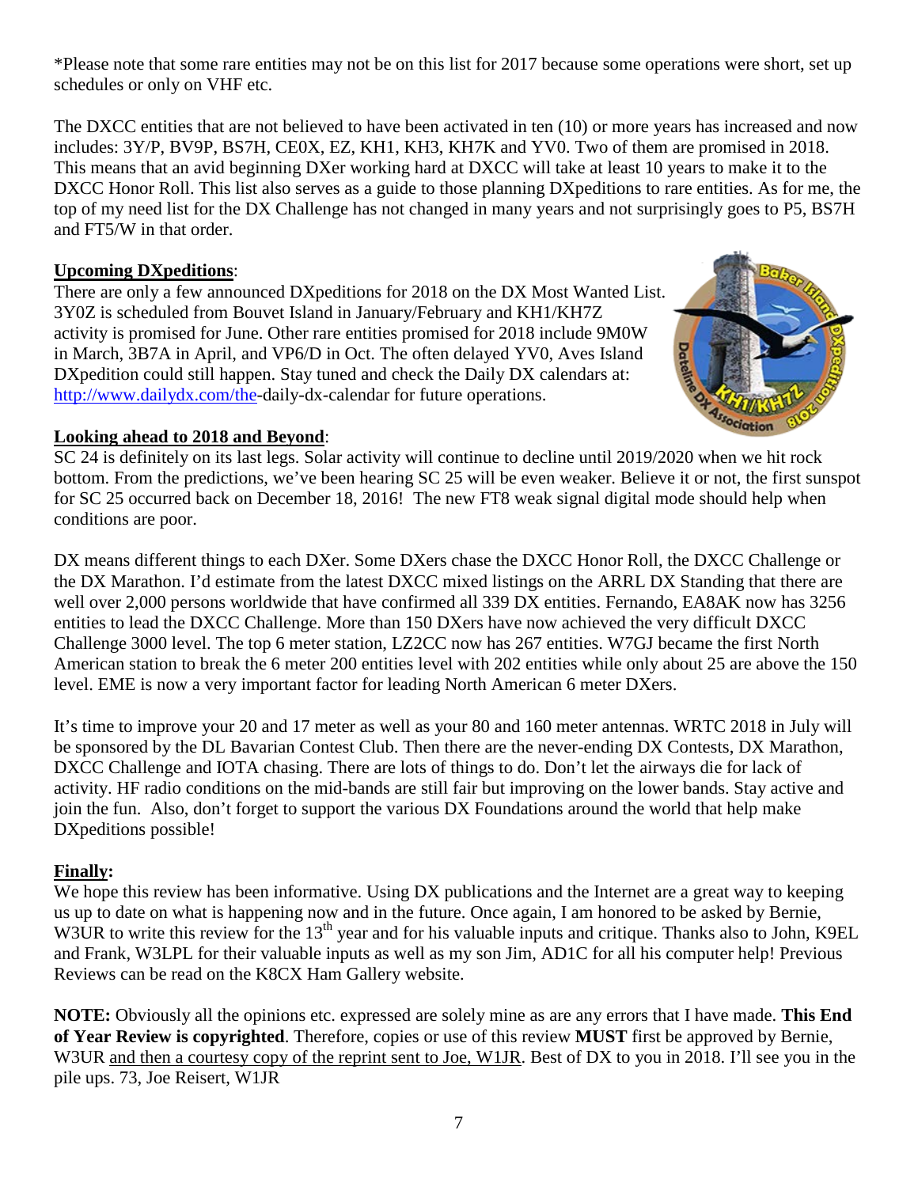*Please note that some rare entities may not be on this list for 2017 because some operations were short, set up schedules or only on VHF etc.

The DXCC entities that are not believed to have been activated in ten (10) or more years has increased and now includes: 3Y/P, BV9P, BS7H, CE0X, EZ, KH1, KH3, KH7K and YV0. Two of them are promised in 2018. This means that an avid beginning DXer working hard at DXCC will take at least 10 years to make it to the DXCC Honor Roll. This list also serves as a guide to those planning DXpeditions to rare entities. As for me, the top of my need list for the DX Challenge has not changed in many years and not surprisingly goes to P5, BS7H and FT5/W in that order.

**Upcoming DXpeditions**:

There are only a few announced DXpeditions for 2018 on the DX Most Wanted List. 3Y0Z is scheduled from Bouvet Island in January/February and KH1/KH7Z activity is promised for June. Other rare entities promised for 2018 include 9M0W in March, 3B7A in April, and VP6/D in Oct. The often delayed YV0, Aves Island DXpedition could still happen. Stay tuned and check the Daily DX calendars at: http://www.dailydx.com/the-daily-dx-calendar for future operations.

**Looking ahead to 2018 and Beyond**:

SC 24 is definitely on its last legs. Solar activity will continue to decline until 2019/2020 when we hit rock bottom. From the predictions, we've been hearing SC 25 will be even weaker. Believe it or not, the first sunspot for SC 25 occurred back on December 18, 2016! The new FT8 weak signal digital mode should help when conditions are poor.

DX means different things to each DXer. Some DXers chase the DXCC Honor Roll, the DXCC Challenge or the DX Marathon. I'd estimate from the latest DXCC mixed listings on the ARRL DX Standing that there are well over 2,000 persons worldwide that have confirmed all 339 DX entities. Fernando, EA8AK now has 3256 entities to lead the DXCC Challenge. More than 150 DXers have now achieved the very difficult DXCC Challenge 3000 level. The top 6 meter station, LZ2CC now has 267 entities. W7GJ became the first North American station to break the 6 meter 200 entities level with 202 entities while only about 25 are above the 150 level. EME is now a very important factor for leading North American 6 meter DXers.

It's time to improve your 20 and 17 meter as well as your 80 and 160 meter antennas. WRTC 2018 in July will be sponsored by the DL Bavarian Contest Club. Then there are the never-ending DX Contests, DX Marathon, DXCC Challenge and IOTA chasing. There are lots of things to do. Don't let the airways die for lack of activity. HF radio conditions on the mid-bands are still fair but improving on the lower bands. Stay active and join the fun. Also, don't forget to support the various DX Foundations around the world that help make DXpeditions possible!

**Finally:**

We hope this review has been informative. Using DX publications and the Internet are a great way to keeping us up to date on what is happening now and in the future. Once again, I am honored to be asked by Bernie, W3UR to write this review for the 13th year and for his valuable inputs and critique. Thanks also to John, K9EL and Frank, W3LPL for their valuable inputs as well as my son Jim, AD1C for all his computer help! Previous Reviews can be read on the K8CX Ham Gallery website.

**NOTE:** Obviously all the opinions etc. expressed are solely mine as are any errors that I have made. **This End of Year Review is copyrighted**. Therefore, copies or use of this review **MUST** first be approved by Bernie, W3UR and then a courtesy copy of the reprint sent to Joe, W1JR. Best of DX to you in 2018. I'll see you in the pile ups. 73, Joe Reisert, W1JR